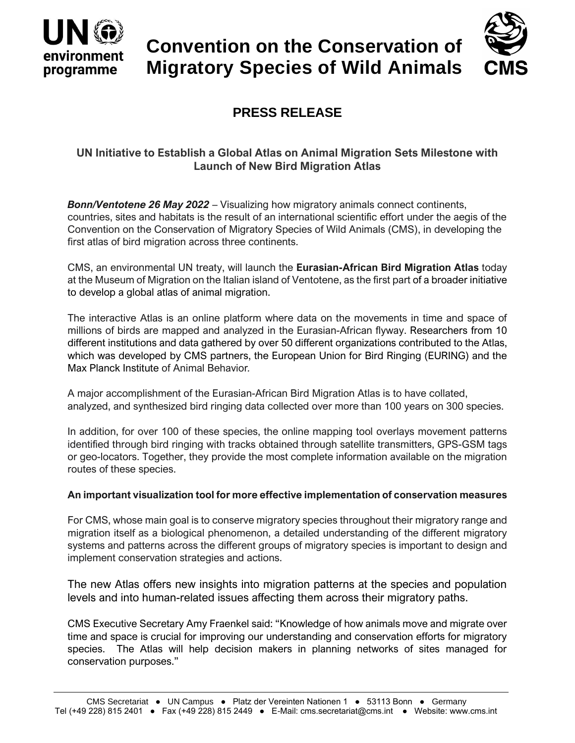# Convention on the Conservation of Migratory Species of Wild Animals

## PRESS RELEASE

### UN Initiative to Establish a Global Atlas on Animal Migration Sets Milestone with Launch of New Bird Migration Atlas

***Bonn/Ventotene 26 May 2022*** – Visualizing how migratory animals connect continents, countries, sites and habitats is the result of an international scientific effort under the aegis of the Convention on the Conservation of Migratory Species of Wild Animals (CMS), in developing the first atlas of bird migration across three continents.

CMS, an environmental UN treaty, will launch the **Eurasian-African Bird Migration Atlas** today at the Museum of Migration on the Italian island of Ventotene, as the first part of a broader initiative to develop a global atlas of animal migration.

The interactive Atlas is an online platform where data on the movements in time and space of millions of birds are mapped and analyzed in the Eurasian-African flyway. Researchers from 10 different institutions and data gathered by over 50 different organizations contributed to the Atlas, which was developed by CMS partners, the European Union for Bird Ringing (EURING) and the Max Planck Institute of Animal Behavior.

A major accomplishment of the Eurasian-African Bird Migration Atlas is to have collated, analyzed, and synthesized bird ringing data collected over more than 100 years on 300 species.

In addition, for over 100 of these species, the online mapping tool overlays movement patterns identified through bird ringing with tracks obtained through satellite transmitters, GPS-GSM tags or geo-locators. Together, they provide the most complete information available on the migration routes of these species.

**An important visualization tool for more effective implementation of conservation measures**

For CMS, whose main goal is to conserve migratory species throughout their migratory range and migration itself as a biological phenomenon, a detailed understanding of the different migratory systems and patterns across the different groups of migratory species is important to design and implement conservation strategies and actions.

The new Atlas offers new insights into migration patterns at the species and population levels and into human-related issues affecting them across their migratory paths.

CMS Executive Secretary Amy Fraenkel said: "Knowledge of how animals move and migrate over time and space is crucial for improving our understanding and conservation efforts for migratory species. The Atlas will help decision makers in planning networks of sites managed for conservation purposes."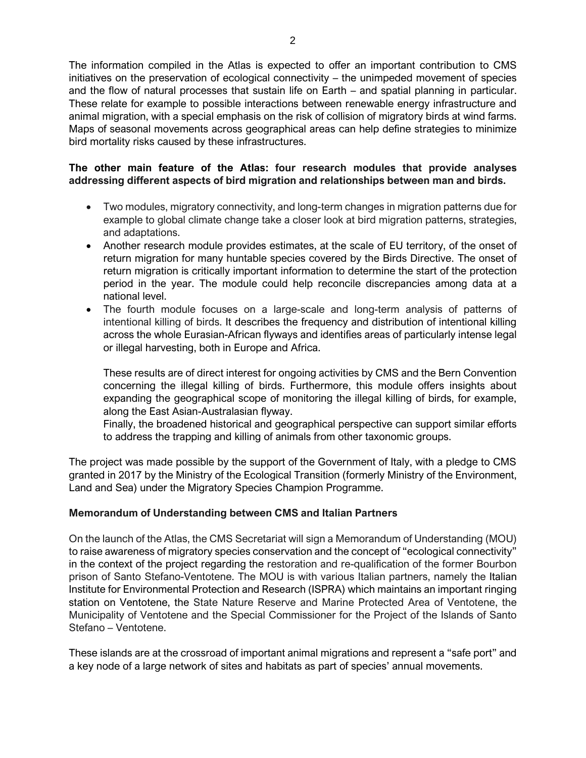The information compiled in the Atlas is expected to offer an important contribution to CMS initiatives on the preservation of ecological connectivity – the unimpeded movement of species and the flow of natural processes that sustain life on Earth – and spatial planning in particular. These relate for example to possible interactions between renewable energy infrastructure and animal migration, with a special emphasis on the risk of collision of migratory birds at wind farms. Maps of seasonal movements across geographical areas can help define strategies to minimize bird mortality risks caused by these infrastructures.

**The other main feature of the Atlas: four research modules that provide analyses addressing different aspects of bird migration and relationships between man and birds.**

- Two modules, migratory connectivity, and long-term changes in migration patterns due for example to global climate change take a closer look at bird migration patterns, strategies, and adaptations.
- Another research module provides estimates, at the scale of EU territory, of the onset of return migration for many huntable species covered by the Birds Directive. The onset of return migration is critically important information to determine the start of the protection period in the year. The module could help reconcile discrepancies among data at a national level.
- The fourth module focuses on a large-scale and long-term analysis of patterns of intentional killing of birds. It describes the frequency and distribution of intentional killing across the whole Eurasian-African flyways and identifies areas of particularly intense legal or illegal harvesting, both in Europe and Africa.

  These results are of direct interest for ongoing activities by CMS and the Bern Convention concerning the illegal killing of birds. Furthermore, this module offers insights about expanding the geographical scope of monitoring the illegal killing of birds, for example, along the East Asian-Australasian flyway.
  Finally, the broadened historical and geographical perspective can support similar efforts to address the trapping and killing of animals from other taxonomic groups.

The project was made possible by the support of the Government of Italy, with a pledge to CMS granted in 2017 by the Ministry of the Ecological Transition (formerly Ministry of the Environment, Land and Sea) under the Migratory Species Champion Programme.

**Memorandum of Understanding between CMS and Italian Partners**

On the launch of the Atlas, the CMS Secretariat will sign a Memorandum of Understanding (MOU) to raise awareness of migratory species conservation and the concept of "ecological connectivity" in the context of the project regarding the restoration and re-qualification of the former Bourbon prison of Santo Stefano-Ventotene. The MOU is with various Italian partners, namely the Italian Institute for Environmental Protection and Research (ISPRA) which maintains an important ringing station on Ventotene, the State Nature Reserve and Marine Protected Area of Ventotene, the Municipality of Ventotene and the Special Commissioner for the Project of the Islands of Santo Stefano – Ventotene.

These islands are at the crossroad of important animal migrations and represent a "safe port" and a key node of a large network of sites and habitats as part of species' annual movements.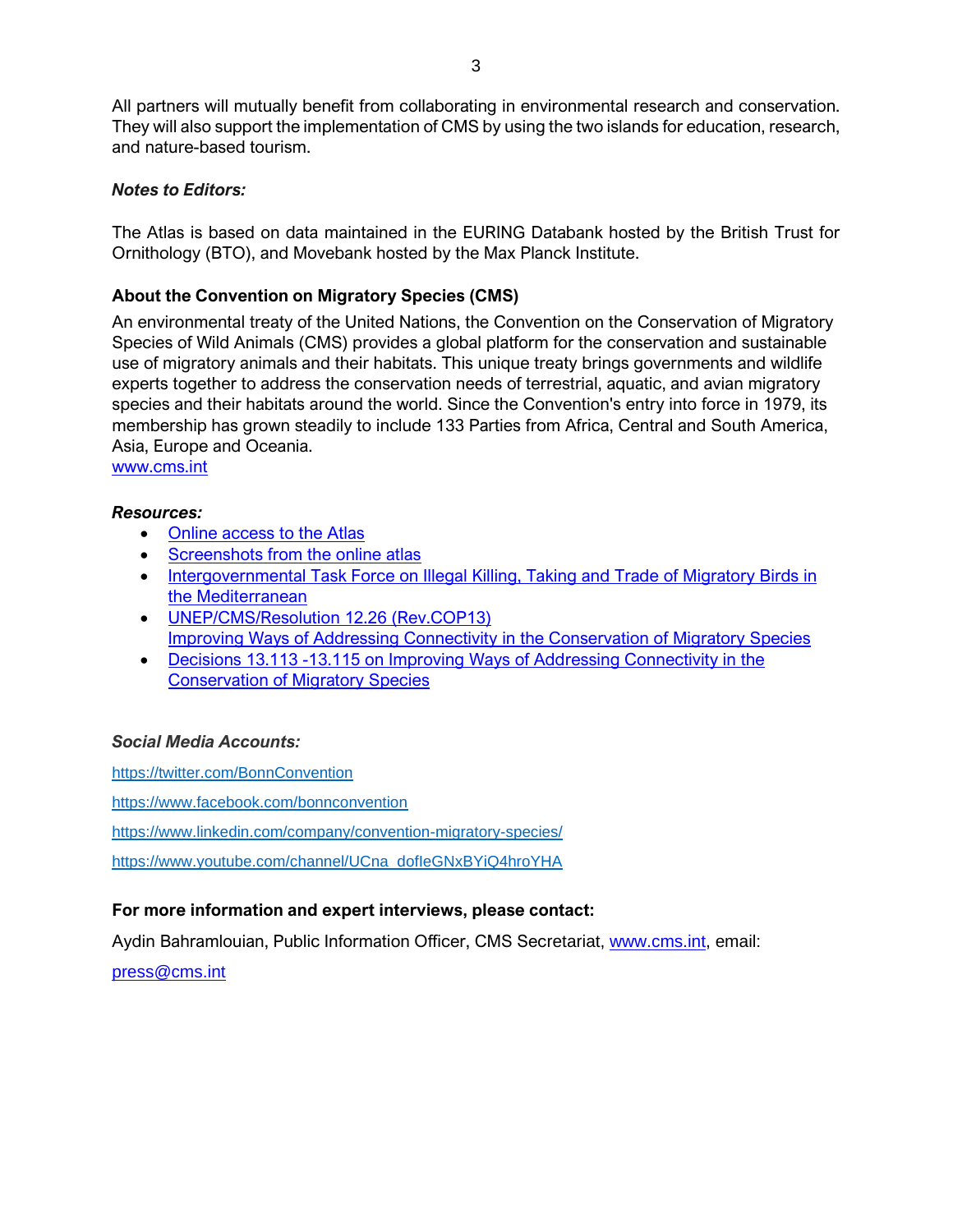All partners will mutually benefit from collaborating in environmental research and conservation. They will also support the implementation of CMS by using the two islands for education, research, and nature-based tourism.

***Notes to Editors:***

The Atlas is based on data maintained in the EURING Databank hosted by the British Trust for Ornithology (BTO), and Movebank hosted by the Max Planck Institute.

**About the Convention on Migratory Species (CMS)**

An environmental treaty of the United Nations, the Convention on the Conservation of Migratory Species of Wild Animals (CMS) provides a global platform for the conservation and sustainable use of migratory animals and their habitats. This unique treaty brings governments and wildlife experts together to address the conservation needs of terrestrial, aquatic, and avian migratory species and their habitats around the world. Since the Convention's entry into force in 1979, its membership has grown steadily to include 133 Parties from Africa, Central and South America, Asia, Europe and Oceania.
www.cms.int

***Resources:***

- Online access to the Atlas
- Screenshots from the online atlas
- Intergovernmental Task Force on Illegal Killing, Taking and Trade of Migratory Birds in the Mediterranean
- UNEP/CMS/Resolution 12.26 (Rev.COP13)
  Improving Ways of Addressing Connectivity in the Conservation of Migratory Species
- Decisions 13.113 -13.115 on Improving Ways of Addressing Connectivity in the Conservation of Migratory Species

***Social Media Accounts:***

https://twitter.com/BonnConvention

https://www.facebook.com/bonnconvention

https://www.linkedin.com/company/convention-migratory-species/

https://www.youtube.com/channel/UCna_dofIeGNxBYiQ4hroYHA

**For more information and expert interviews, please contact:**

Aydin Bahramlouian, Public Information Officer, CMS Secretariat, www.cms.int, email: press@cms.int